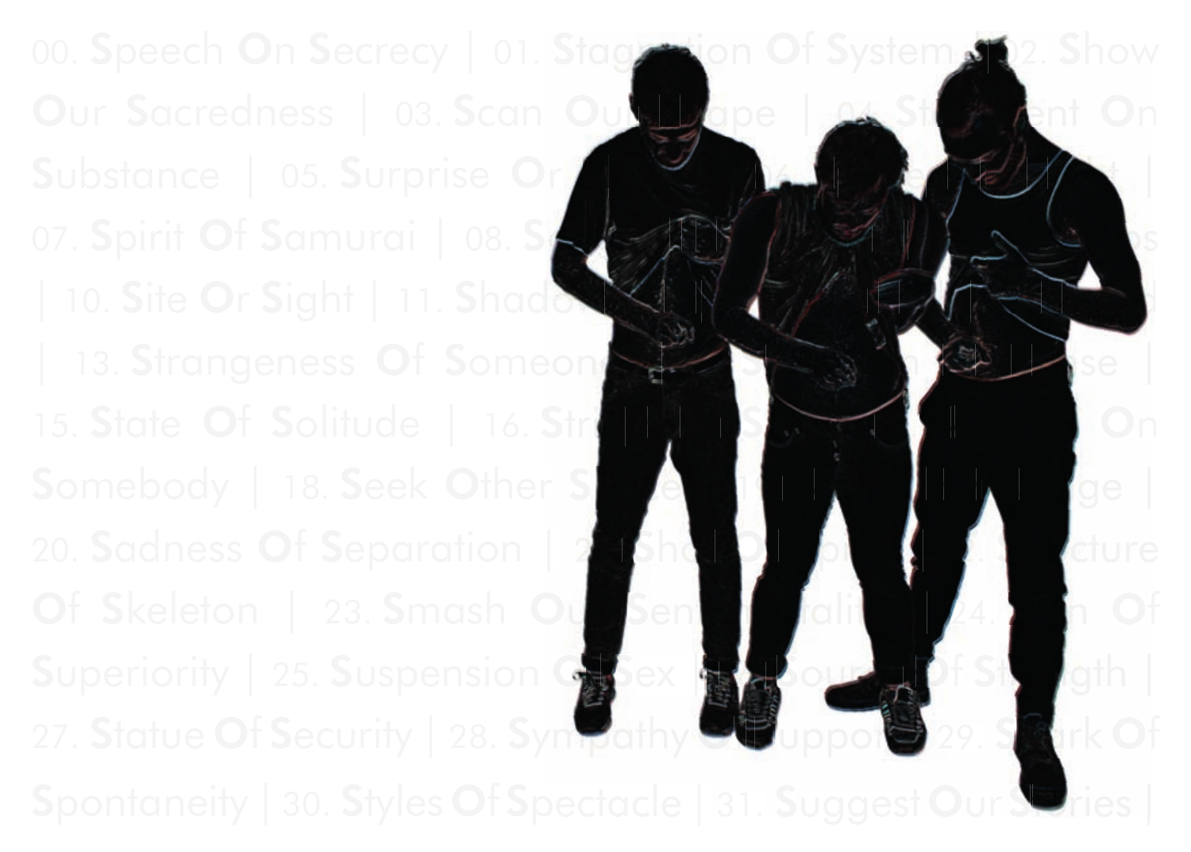00. Speech On Secrecy | 01. Stagnation Of System | 02. Show Our Sacredness | 03. Scan Our Scape | 04. Statement On Substance | 05. Surprise Or ... | 06. ... | 07. Spirit Of Samurai | 08. S... | 10. Site Or Sight | 11. Shado... | 13. Strangeness Of Someone | ... se | 15. State Of Solitude | 16. Str... S... On Somebody | 18. Seek Other S... ge | 20. Sadness Of Separation | 21. Sha... Of ... | 22. Structure Of Skeleton | 23. Smash Our Sentimentality | 24. ...n Of Superiority | 25. Suspension Of Sex | 26. Source Of Strength | 27. Statue Of Security | 28. Sympathy Of Support | 29. Spark Of Spontaneity | 30. Styles Of Spectacle | 31. Suggest Our Stories |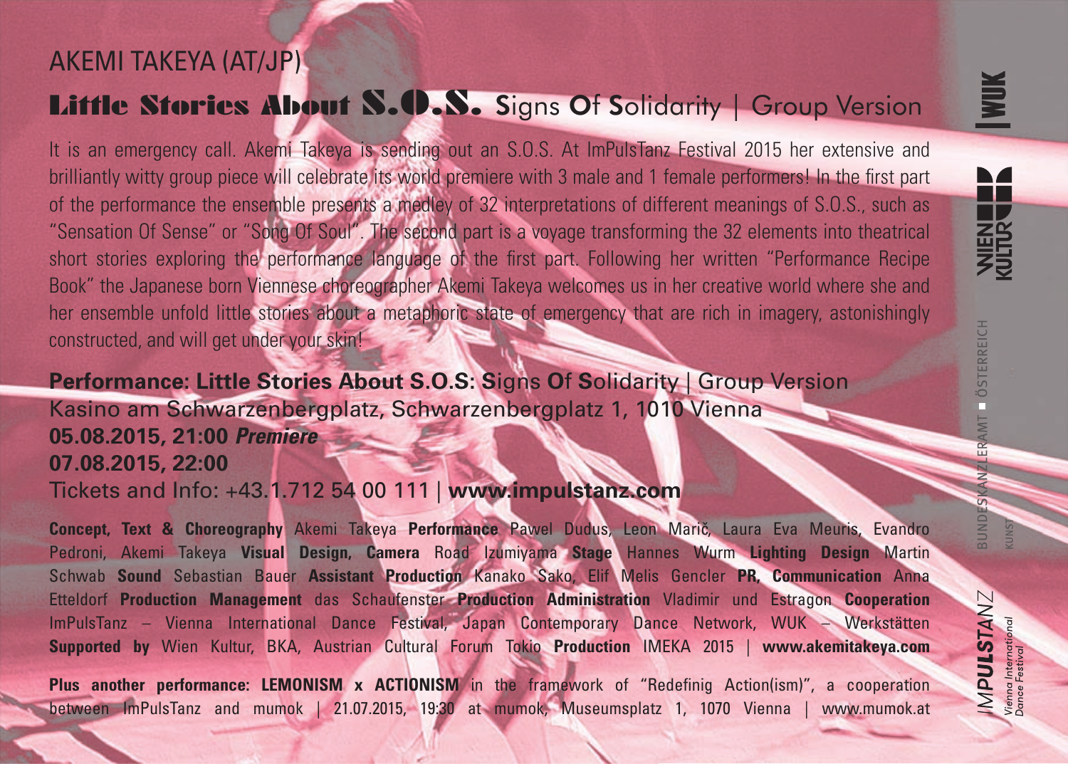## AKEMI TAKEYA (AT/JP)

# Little Stories About S.O.S. Signs Of Solidarity | Group Version

It is an emergency call. Akemi Takeya is sending out an S.O.S. At ImPulsTanz Festival 2015 her extensive and brilliantly witty group piece will celebrate its world premiere with 3 male and 1 female performers! In the first part of the performance the ensemble presents a medley of 32 interpretations of different meanings of S.O.S., such as "Sensation Of Sense" or "Song Of Soul". The second part is a voyage transforming the 32 elements into theatrical short stories exploring the performance language of the first part. Following her written "Performance Recipe Book" the Japanese born Viennese choreographer Akemi Takeya welcomes us in her creative world where she and her ensemble unfold little stories about a metaphoric state of emergency that are rich in imagery, astonishingly constructed, and will get under your skin!

**Performance: Little Stories About S.O.S: Signs Of Solidarity** | Group Version
Kasino am Schwarzenbergplatz, Schwarzenbergplatz 1, 1010 Vienna
**05.08.2015, 21:00** ***Premiere***
**07.08.2015, 22:00**
Tickets and Info: +43.1.712 54 00 111 | **www.impulstanz.com**

**Concept, Text & Choreography** Akemi Takeya **Performance** Pawel Dudus, Leon Marič, Laura Eva Meuris, Evandro Pedroni, Akemi Takeya **Visual Design, Camera** Road Izumiyama **Stage** Hannes Wurm **Lighting Design** Martin Schwab **Sound** Sebastian Bauer **Assistant Production** Kanako Sako, Elif Melis Gencler **PR, Communication** Anna Etteldorf **Production Management** das Schaufenster **Production Administration** Vladimir und Estragon **Cooperation** ImPulsTanz – Vienna International Dance Festival, Japan Contemporary Dance Network, WUK – Werkstätten **Supported by** Wien Kultur, BKA, Austrian Cultural Forum Tokio **Production** IMEKA 2015 | **www.akemitakeya.com**

**Plus another performance: LEMONISM x ACTIONISM** in the framework of "Redefinig Action(ism)", a cooperation between ImPulsTanz and mumok | 21.07.2015, 19:30 at mumok, Museumsplatz 1, 1070 Vienna | www.mumok.at

WUK

WIEN KULTUR

BUNDESKANZLERAMT ■ ÖSTERREICH KUNST

IMPULSTANZ *Vienna International Dance Festival*